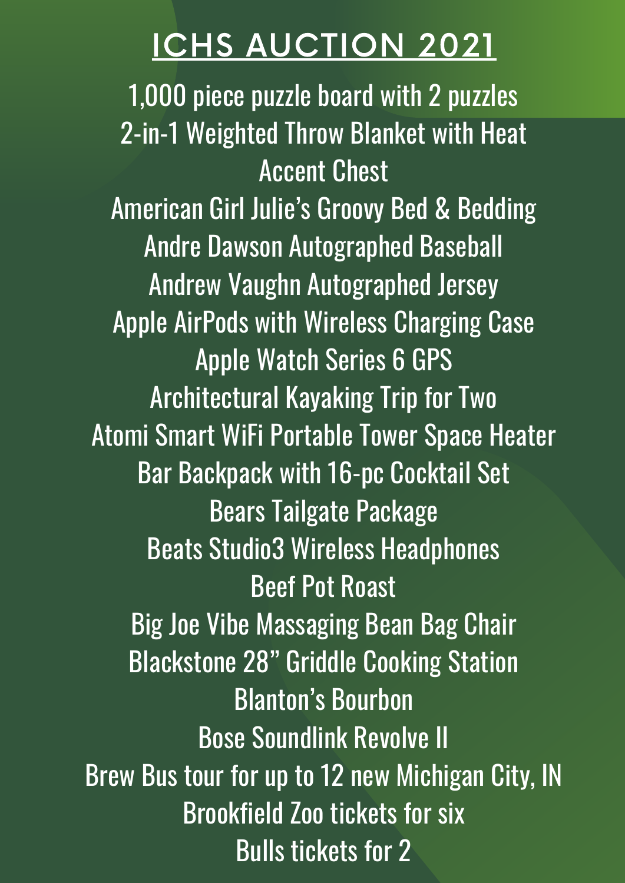# ICHS AUCTION 2021

1,000 piece puzzle board with 2 puzzles
2-in-1 Weighted Throw Blanket with Heat
Accent Chest
American Girl Julie's Groovy Bed & Bedding
Andre Dawson Autographed Baseball
Andrew Vaughn Autographed Jersey
Apple AirPods with Wireless Charging Case
Apple Watch Series 6 GPS
Architectural Kayaking Trip for Two
Atomi Smart WiFi Portable Tower Space Heater
Bar Backpack with 16-pc Cocktail Set
Bears Tailgate Package
Beats Studio3 Wireless Headphones
Beef Pot Roast
Big Joe Vibe Massaging Bean Bag Chair
Blackstone 28" Griddle Cooking Station
Blanton's Bourbon
Bose Soundlink Revolve II
Brew Bus tour for up to 12 new Michigan City, IN
Brookfield Zoo tickets for six
Bulls tickets for 2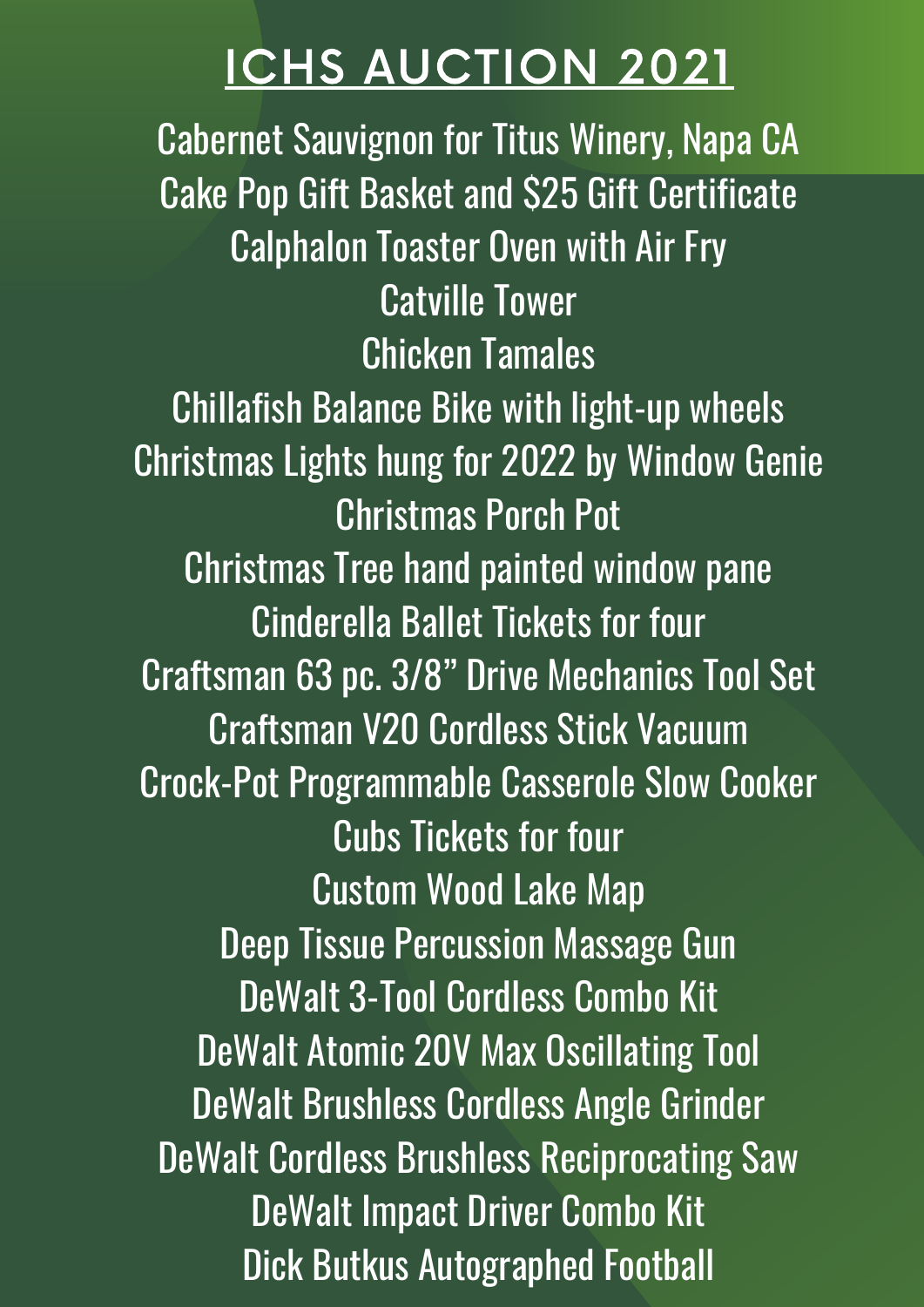# ICHS AUCTION 2021

Cabernet Sauvignon for Titus Winery, Napa CA

Cake Pop Gift Basket and $25 Gift Certificate

Calphalon Toaster Oven with Air Fry

Catville Tower

Chicken Tamales

Chillafish Balance Bike with light-up wheels

Christmas Lights hung for 2022 by Window Genie

Christmas Porch Pot

Christmas Tree hand painted window pane

Cinderella Ballet Tickets for four

Craftsman 63 pc. 3/8" Drive Mechanics Tool Set

Craftsman V20 Cordless Stick Vacuum

Crock-Pot Programmable Casserole Slow Cooker

Cubs Tickets for four

Custom Wood Lake Map

Deep Tissue Percussion Massage Gun

DeWalt 3-Tool Cordless Combo Kit

DeWalt Atomic 20V Max Oscillating Tool

DeWalt Brushless Cordless Angle Grinder

DeWalt Cordless Brushless Reciprocating Saw

DeWalt Impact Driver Combo Kit

Dick Butkus Autographed Football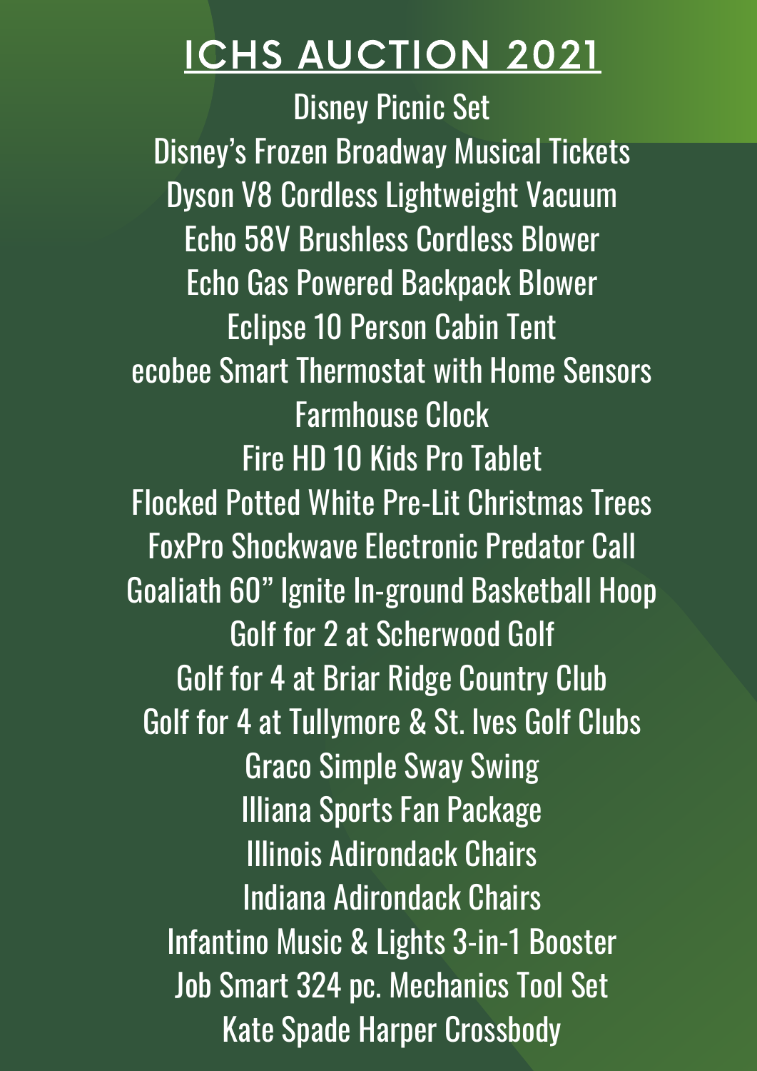# ICHS AUCTION 2021

Disney Picnic Set
Disney's Frozen Broadway Musical Tickets
Dyson V8 Cordless Lightweight Vacuum
Echo 58V Brushless Cordless Blower
Echo Gas Powered Backpack Blower
Eclipse 10 Person Cabin Tent
ecobee Smart Thermostat with Home Sensors
Farmhouse Clock
Fire HD 10 Kids Pro Tablet
Flocked Potted White Pre-Lit Christmas Trees
FoxPro Shockwave Electronic Predator Call
Goaliath 60" Ignite In-ground Basketball Hoop
Golf for 2 at Scherwood Golf
Golf for 4 at Briar Ridge Country Club
Golf for 4 at Tullymore & St. Ives Golf Clubs
Graco Simple Sway Swing
Illiana Sports Fan Package
Illinois Adirondack Chairs
Indiana Adirondack Chairs
Infantino Music & Lights 3-in-1 Booster
Job Smart 324 pc. Mechanics Tool Set
Kate Spade Harper Crossbody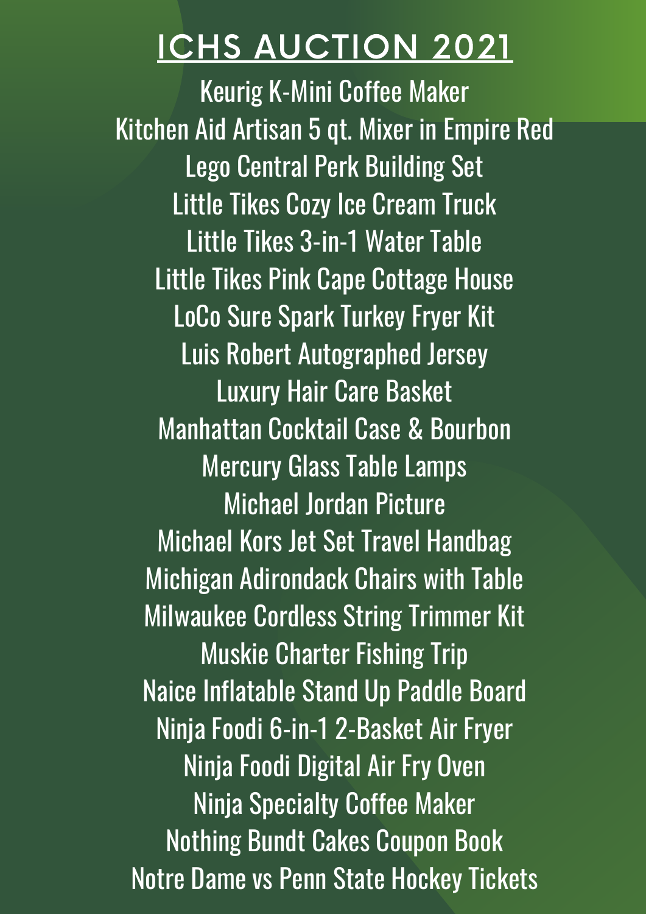# ICHS AUCTION 2021

Keurig K-Mini Coffee Maker
Kitchen Aid Artisan 5 qt. Mixer in Empire Red
Lego Central Perk Building Set
Little Tikes Cozy Ice Cream Truck
Little Tikes 3-in-1 Water Table
Little Tikes Pink Cape Cottage House
LoCo Sure Spark Turkey Fryer Kit
Luis Robert Autographed Jersey
Luxury Hair Care Basket
Manhattan Cocktail Case & Bourbon
Mercury Glass Table Lamps
Michael Jordan Picture
Michael Kors Jet Set Travel Handbag
Michigan Adirondack Chairs with Table
Milwaukee Cordless String Trimmer Kit
Muskie Charter Fishing Trip
Naice Inflatable Stand Up Paddle Board
Ninja Foodi 6-in-1 2-Basket Air Fryer
Ninja Foodi Digital Air Fry Oven
Ninja Specialty Coffee Maker
Nothing Bundt Cakes Coupon Book
Notre Dame vs Penn State Hockey Tickets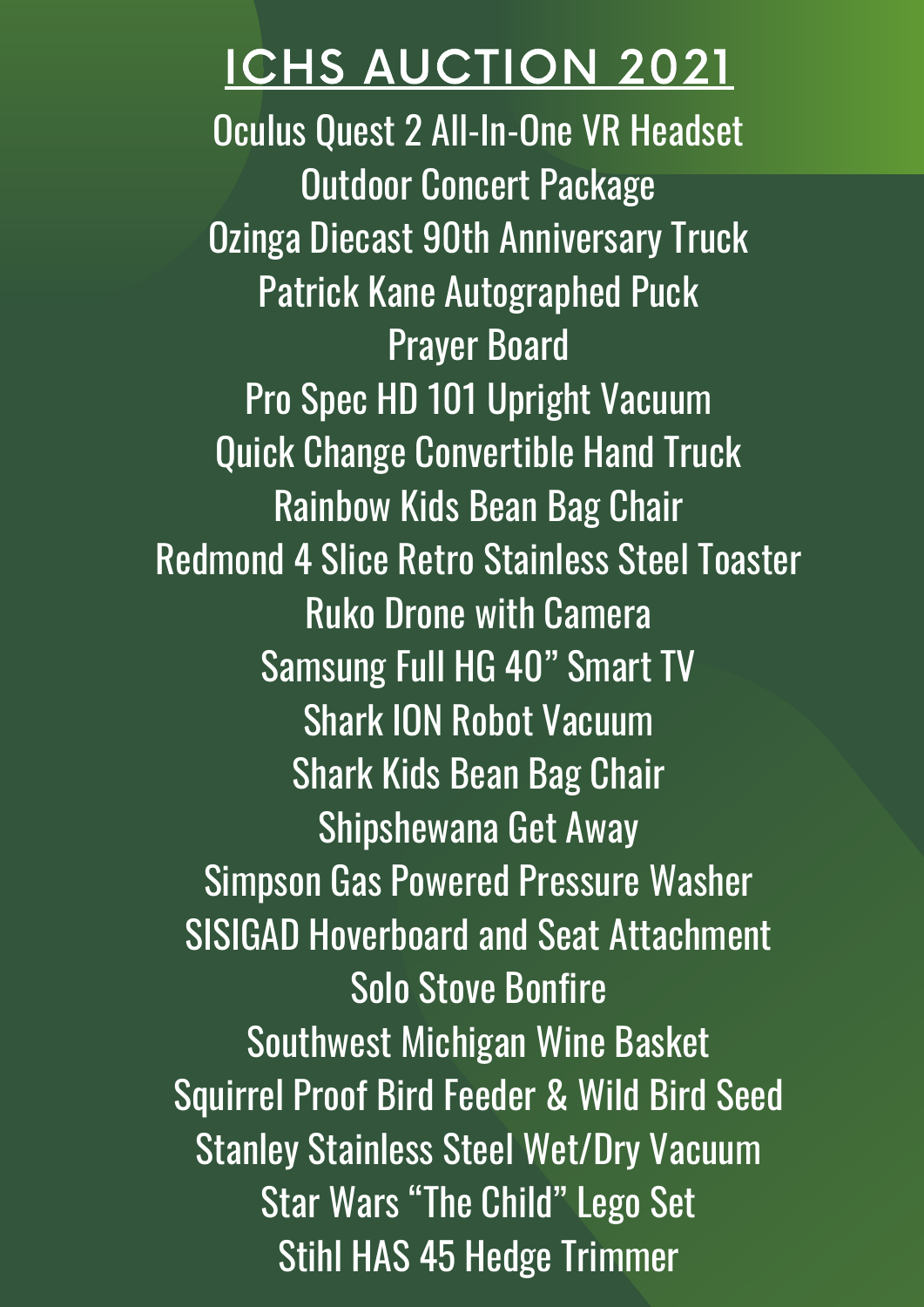# ICHS AUCTION 2021

Oculus Quest 2 All-In-One VR Headset
Outdoor Concert Package
Ozinga Diecast 90th Anniversary Truck
Patrick Kane Autographed Puck
Prayer Board
Pro Spec HD 101 Upright Vacuum
Quick Change Convertible Hand Truck
Rainbow Kids Bean Bag Chair
Redmond 4 Slice Retro Stainless Steel Toaster
Ruko Drone with Camera
Samsung Full HG 40" Smart TV
Shark ION Robot Vacuum
Shark Kids Bean Bag Chair
Shipshewana Get Away
Simpson Gas Powered Pressure Washer
SISIGAD Hoverboard and Seat Attachment
Solo Stove Bonfire
Southwest Michigan Wine Basket
Squirrel Proof Bird Feeder & Wild Bird Seed
Stanley Stainless Steel Wet/Dry Vacuum
Star Wars "The Child" Lego Set
Stihl HAS 45 Hedge Trimmer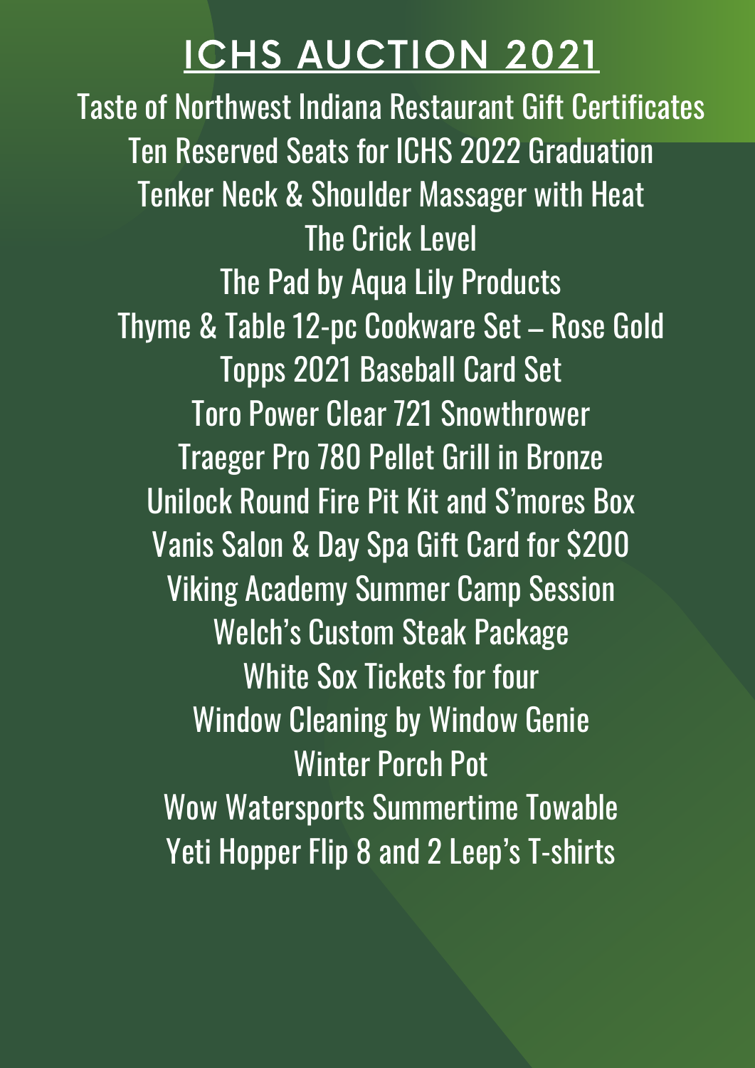# ICHS AUCTION 2021

Taste of Northwest Indiana Restaurant Gift Certificates
Ten Reserved Seats for ICHS 2022 Graduation
Tenker Neck & Shoulder Massager with Heat
The Crick Level
The Pad by Aqua Lily Products
Thyme & Table 12-pc Cookware Set – Rose Gold
Topps 2021 Baseball Card Set
Toro Power Clear 721 Snowthrower
Traeger Pro 780 Pellet Grill in Bronze
Unilock Round Fire Pit Kit and S'mores Box
Vanis Salon & Day Spa Gift Card for $200
Viking Academy Summer Camp Session
Welch's Custom Steak Package
White Sox Tickets for four
Window Cleaning by Window Genie
Winter Porch Pot
Wow Watersports Summertime Towable
Yeti Hopper Flip 8 and 2 Leep's T-shirts